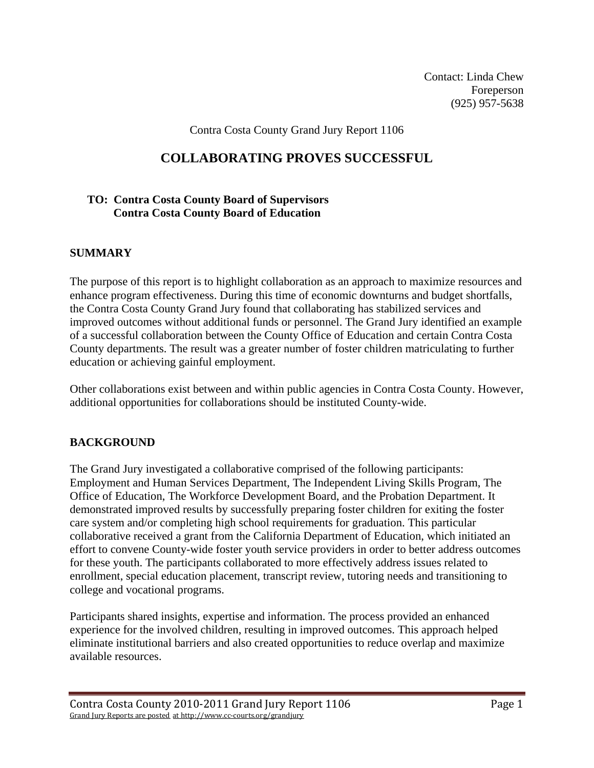Contact: Linda Chew
Foreperson
(925) 957-5638

Contra Costa County Grand Jury Report 1106

# COLLABORATING PROVES SUCCESSFUL

**TO: Contra Costa County Board of Supervisors**
**Contra Costa County Board of Education**

## SUMMARY

The purpose of this report is to highlight collaboration as an approach to maximize resources and enhance program effectiveness. During this time of economic downturns and budget shortfalls, the Contra Costa County Grand Jury found that collaborating has stabilized services and improved outcomes without additional funds or personnel. The Grand Jury identified an example of a successful collaboration between the County Office of Education and certain Contra Costa County departments. The result was a greater number of foster children matriculating to further education or achieving gainful employment.

Other collaborations exist between and within public agencies in Contra Costa County. However, additional opportunities for collaborations should be instituted County-wide.

## BACKGROUND

The Grand Jury investigated a collaborative comprised of the following participants: Employment and Human Services Department, The Independent Living Skills Program, The Office of Education, The Workforce Development Board, and the Probation Department. It demonstrated improved results by successfully preparing foster children for exiting the foster care system and/or completing high school requirements for graduation. This particular collaborative received a grant from the California Department of Education, which initiated an effort to convene County-wide foster youth service providers in order to better address outcomes for these youth. The participants collaborated to more effectively address issues related to enrollment, special education placement, transcript review, tutoring needs and transitioning to college and vocational programs.

Participants shared insights, expertise and information. The process provided an enhanced experience for the involved children, resulting in improved outcomes. This approach helped eliminate institutional barriers and also created opportunities to reduce overlap and maximize available resources.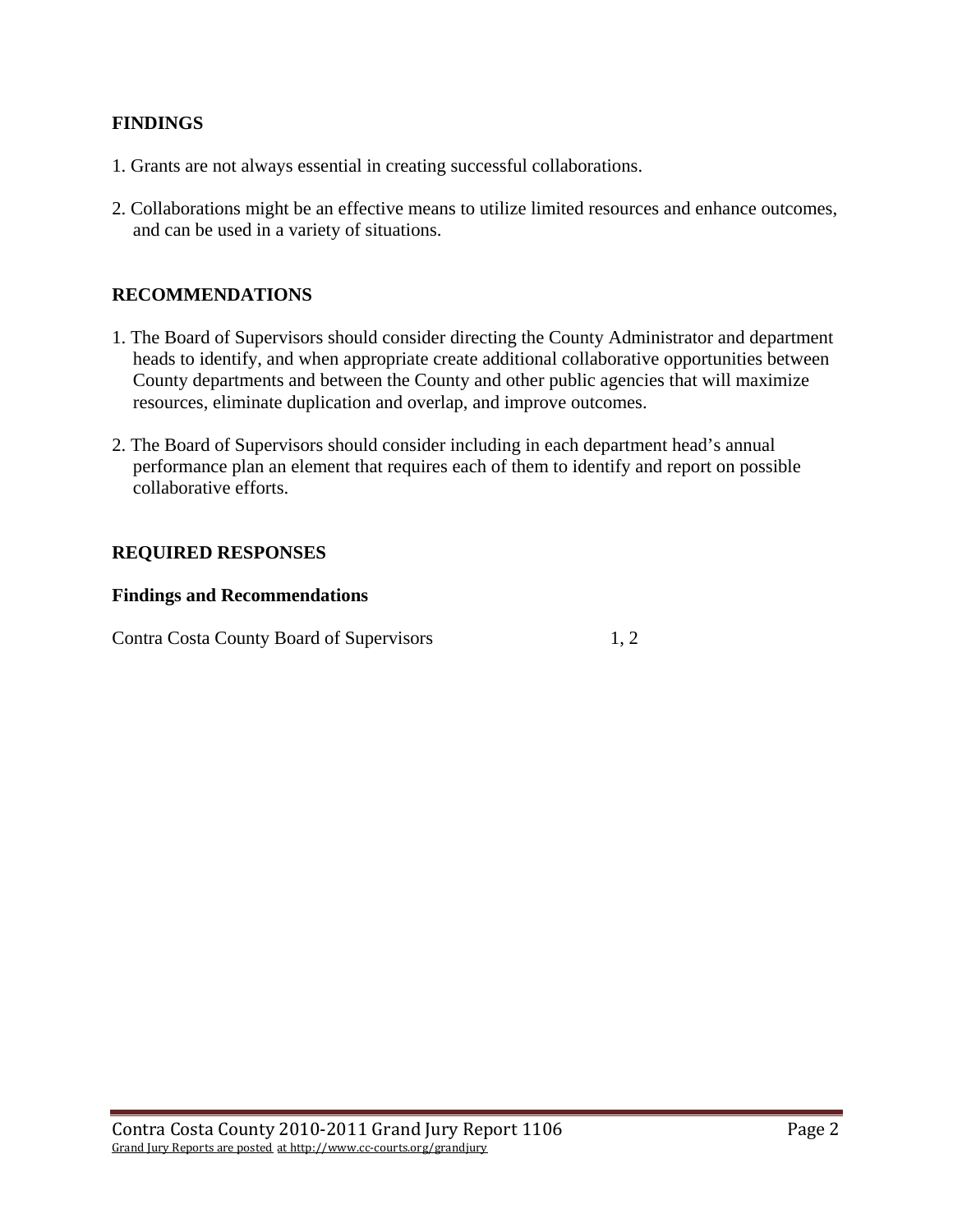## FINDINGS

1. Grants are not always essential in creating successful collaborations.

2. Collaborations might be an effective means to utilize limited resources and enhance outcomes, and can be used in a variety of situations.

## RECOMMENDATIONS

1. The Board of Supervisors should consider directing the County Administrator and department heads to identify, and when appropriate create additional collaborative opportunities between County departments and between the County and other public agencies that will maximize resources, eliminate duplication and overlap, and improve outcomes.

2. The Board of Supervisors should consider including in each department head's annual performance plan an element that requires each of them to identify and report on possible collaborative efforts.

## REQUIRED RESPONSES

### Findings and Recommendations

| | |
|---|---|
| Contra Costa County Board of Supervisors | 1, 2 |